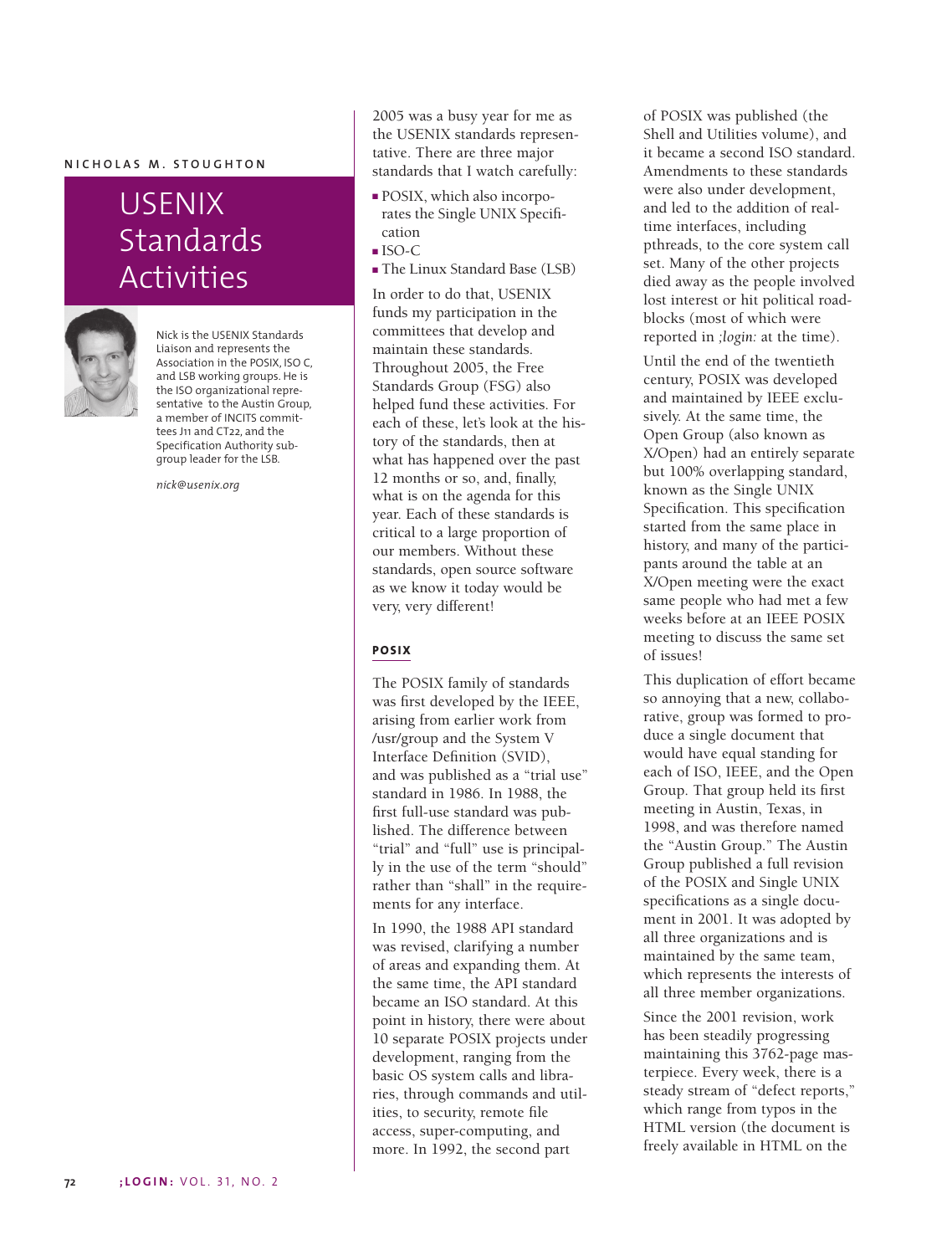NICHOLAS M. STOUGHTON

# USENIX Standards Activities

Nick is the USENIX Standards Liaison and represents the Association in the POSIX, ISO C, and LSB working groups. He is the ISO organizational representative to the Austin Group, a member of INCITS committees J11 and CT22, and the Specification Authority subgroup leader for the LSB.

*nick@usenix.org*

2005 was a busy year for me as the USENIX standards representative. There are three major standards that I watch carefully:

- POSIX, which also incorporates the Single UNIX Specification
- ISO-C
- The Linux Standard Base (LSB)

In order to do that, USENIX funds my participation in the committees that develop and maintain these standards. Throughout 2005, the Free Standards Group (FSG) also helped fund these activities. For each of these, let's look at the history of the standards, then at what has happened over the past 12 months or so, and, finally, what is on the agenda for this year. Each of these standards is critical to a large proportion of our members. Without these standards, open source software as we know it today would be very, very different!

## POSIX

The POSIX family of standards was first developed by the IEEE, arising from earlier work from /usr/group and the System V Interface Definition (SVID), and was published as a "trial use" standard in 1986. In 1988, the first full-use standard was published. The difference between "trial" and "full" use is principally in the use of the term "should" rather than "shall" in the requirements for any interface.

In 1990, the 1988 API standard was revised, clarifying a number of areas and expanding them. At the same time, the API standard became an ISO standard. At this point in history, there were about 10 separate POSIX projects under development, ranging from the basic OS system calls and libraries, through commands and utilities, to security, remote file access, super-computing, and more. In 1992, the second part of POSIX was published (the Shell and Utilities volume), and it became a second ISO standard. Amendments to these standards were also under development, and led to the addition of real-time interfaces, including pthreads, to the core system call set. Many of the other projects died away as the people involved lost interest or hit political roadblocks (most of which were reported in *;login:* at the time).

Until the end of the twentieth century, POSIX was developed and maintained by IEEE exclusively. At the same time, the Open Group (also known as X/Open) had an entirely separate but 100% overlapping standard, known as the Single UNIX Specification. This specification started from the same place in history, and many of the participants around the table at an X/Open meeting were the exact same people who had met a few weeks before at an IEEE POSIX meeting to discuss the same set of issues!

This duplication of effort became so annoying that a new, collaborative, group was formed to produce a single document that would have equal standing for each of ISO, IEEE, and the Open Group. That group held its first meeting in Austin, Texas, in 1998, and was therefore named the "Austin Group." The Austin Group published a full revision of the POSIX and Single UNIX specifications as a single document in 2001. It was adopted by all three organizations and is maintained by the same team, which represents the interests of all three member organizations.

Since the 2001 revision, work has been steadily progressing maintaining this 3762-page masterpiece. Every week, there is a steady stream of "defect reports," which range from typos in the HTML version (the document is freely available in HTML on the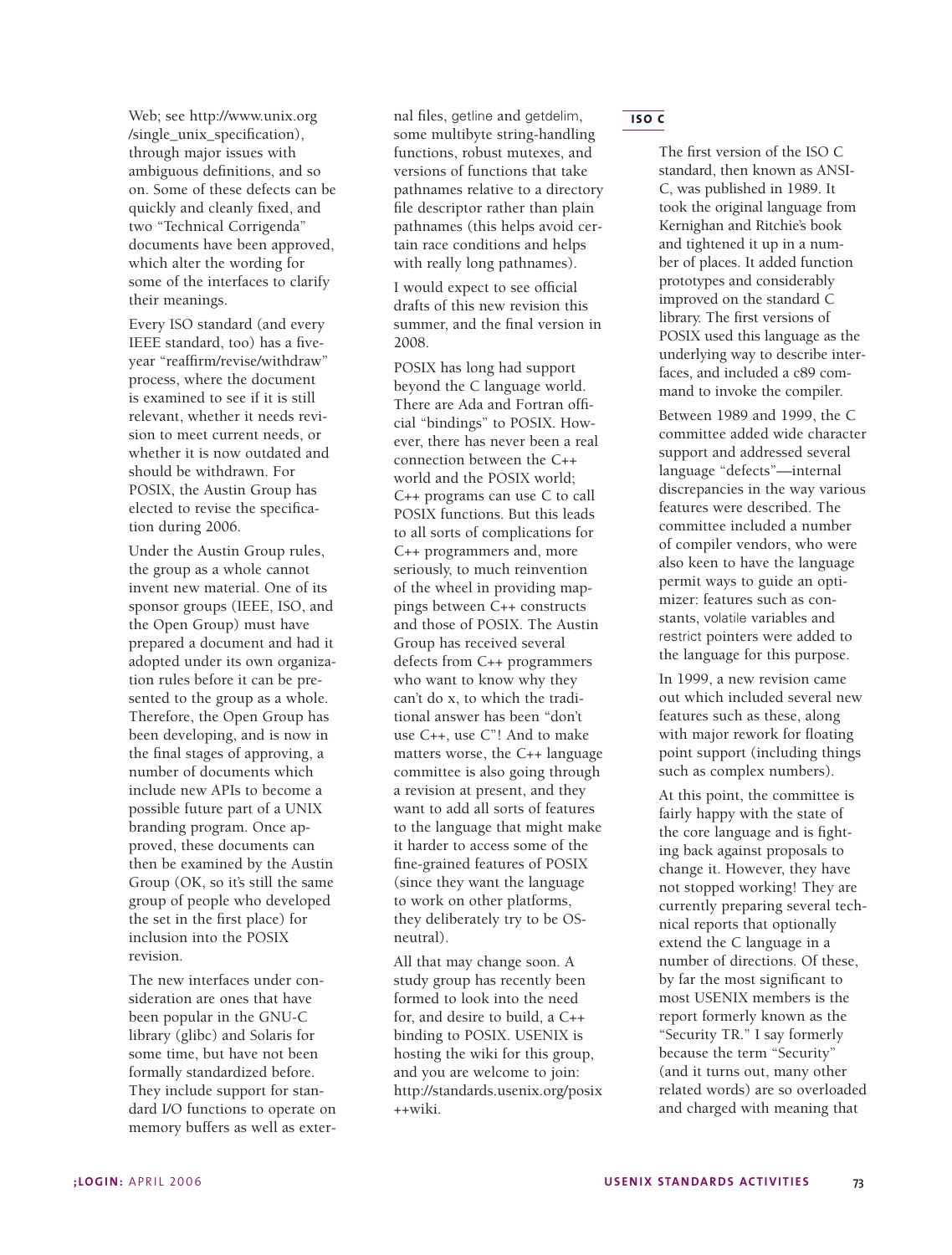Web; see http://www.unix.org/single_unix_specification), through major issues with ambiguous definitions, and so on. Some of these defects can be quickly and cleanly fixed, and two "Technical Corrigenda" documents have been approved, which alter the wording for some of the interfaces to clarify their meanings.

Every ISO standard (and every IEEE standard, too) has a five-year "reaffirm/revise/withdraw" process, where the document is examined to see if it is still relevant, whether it needs revision to meet current needs, or whether it is now outdated and should be withdrawn. For POSIX, the Austin Group has elected to revise the specification during 2006.

Under the Austin Group rules, the group as a whole cannot invent new material. One of its sponsor groups (IEEE, ISO, and the Open Group) must have prepared a document and had it adopted under its own organization rules before it can be presented to the group as a whole. Therefore, the Open Group has been developing, and is now in the final stages of approving, a number of documents which include new APIs to become a possible future part of a UNIX branding program. Once approved, these documents can then be examined by the Austin Group (OK, so it's still the same group of people who developed the set in the first place) for inclusion into the POSIX revision.

The new interfaces under consideration are ones that have been popular in the GNU-C library (glibc) and Solaris for some time, but have not been formally standardized before. They include support for standard I/O functions to operate on memory buffers as well as external files, getline and getdelim, some multibyte string-handling functions, robust mutexes, and versions of functions that take pathnames relative to a directory file descriptor rather than plain pathnames (this helps avoid certain race conditions and helps with really long pathnames).

I would expect to see official drafts of this new revision this summer, and the final version in 2008.

POSIX has long had support beyond the C language world. There are Ada and Fortran official "bindings" to POSIX. However, there has never been a real connection between the C++ world and the POSIX world; C++ programs can use C to call POSIX functions. But this leads to all sorts of complications for C++ programmers and, more seriously, to much reinvention of the wheel in providing mappings between C++ constructs and those of POSIX. The Austin Group has received several defects from C++ programmers who want to know why they can't do x, to which the traditional answer has been "don't use C++, use C"! And to make matters worse, the C++ language committee is also going through a revision at present, and they want to add all sorts of features to the language that might make it harder to access some of the fine-grained features of POSIX (since they want the language to work on other platforms, they deliberately try to be OS-neutral).

All that may change soon. A study group has recently been formed to look into the need for, and desire to build, a C++ binding to POSIX. USENIX is hosting the wiki for this group, and you are welcome to join: http://standards.usenix.org/posix++wiki.

## ISO C

The first version of the ISO C standard, then known as ANSI-C, was published in 1989. It took the original language from Kernighan and Ritchie's book and tightened it up in a number of places. It added function prototypes and considerably improved on the standard C library. The first versions of POSIX used this language as the underlying way to describe interfaces, and included a c89 command to invoke the compiler.

Between 1989 and 1999, the C committee added wide character support and addressed several language "defects"—internal discrepancies in the way various features were described. The committee included a number of compiler vendors, who were also keen to have the language permit ways to guide an optimizer: features such as constants, volatile variables and restrict pointers were added to the language for this purpose.

In 1999, a new revision came out which included several new features such as these, along with major rework for floating point support (including things such as complex numbers).

At this point, the committee is fairly happy with the state of the core language and is fighting back against proposals to change it. However, they have not stopped working! They are currently preparing several technical reports that optionally extend the C language in a number of directions. Of these, by far the most significant to most USENIX members is the report formerly known as the "Security TR." I say formerly because the term "Security" (and it turns out, many other related words) are so overloaded and charged with meaning that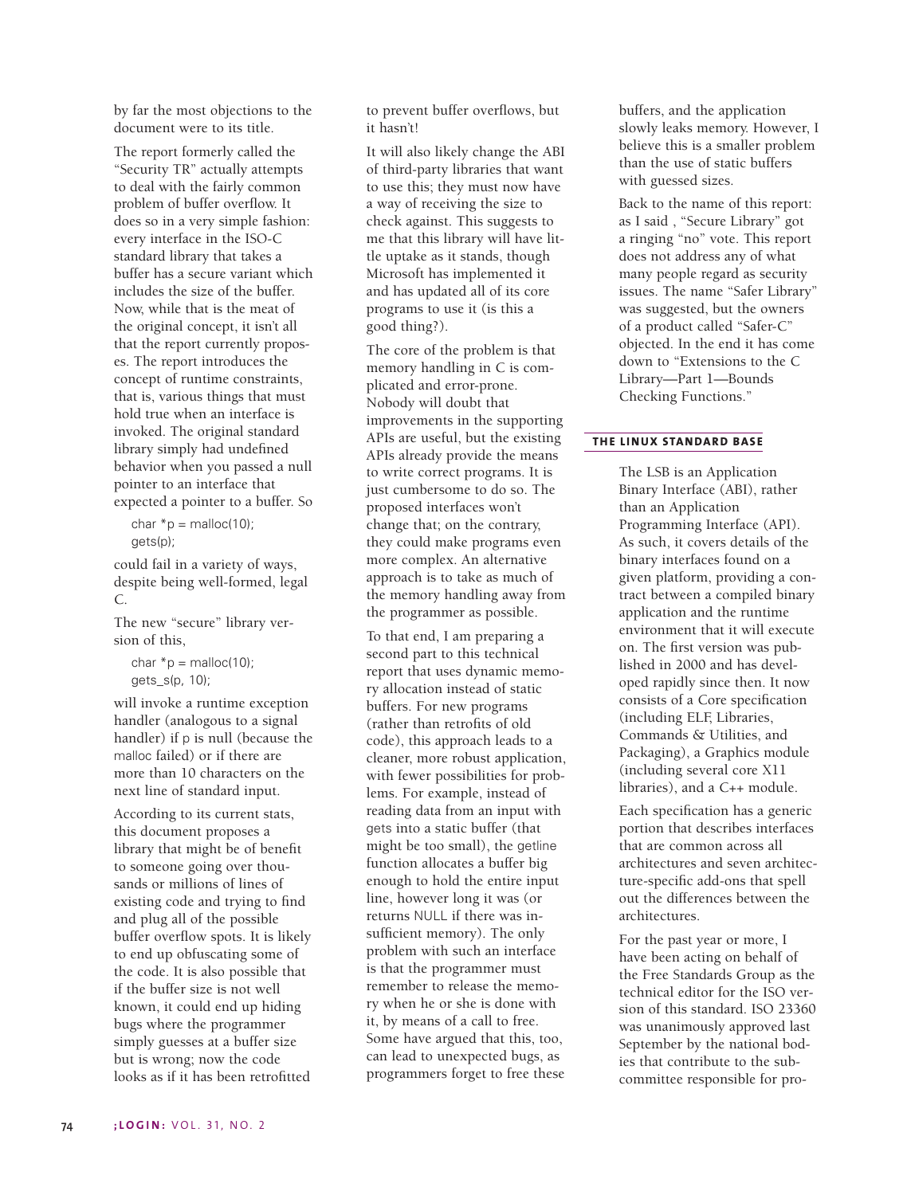by far the most objections to the document were to its title.

The report formerly called the "Security TR" actually attempts to deal with the fairly common problem of buffer overflow. It does so in a very simple fashion: every interface in the ISO-C standard library that takes a buffer has a secure variant which includes the size of the buffer. Now, while that is the meat of the original concept, it isn't all that the report currently proposes. The report introduces the concept of runtime constraints, that is, various things that must hold true when an interface is invoked. The original standard library simply had undefined behavior when you passed a null pointer to an interface that expected a pointer to a buffer. So

```
char *p = malloc(10);
gets(p);
```

could fail in a variety of ways, despite being well-formed, legal C.

The new "secure" library version of this,

```
char *p = malloc(10);
gets_s(p, 10);
```

will invoke a runtime exception handler (analogous to a signal handler) if p is null (because the malloc failed) or if there are more than 10 characters on the next line of standard input.

According to its current stats, this document proposes a library that might be of benefit to someone going over thousands or millions of lines of existing code and trying to find and plug all of the possible buffer overflow spots. It is likely to end up obfuscating some of the code. It is also possible that if the buffer size is not well known, it could end up hiding bugs where the programmer simply guesses at a buffer size but is wrong; now the code looks as if it has been retrofitted to prevent buffer overflows, but it hasn't!

It will also likely change the ABI of third-party libraries that want to use this; they must now have a way of receiving the size to check against. This suggests to me that this library will have little uptake as it stands, though Microsoft has implemented it and has updated all of its core programs to use it (is this a good thing?).

The core of the problem is that memory handling in C is complicated and error-prone. Nobody will doubt that improvements in the supporting APIs are useful, but the existing APIs already provide the means to write correct programs. It is just cumbersome to do so. The proposed interfaces won't change that; on the contrary, they could make programs even more complex. An alternative approach is to take as much of the memory handling away from the programmer as possible.

To that end, I am preparing a second part to this technical report that uses dynamic memory allocation instead of static buffers. For new programs (rather than retrofits of old code), this approach leads to a cleaner, more robust application, with fewer possibilities for problems. For example, instead of reading data from an input with gets into a static buffer (that might be too small), the getline function allocates a buffer big enough to hold the entire input line, however long it was (or returns NULL if there was insufficient memory). The only problem with such an interface is that the programmer must remember to release the memory when he or she is done with it, by means of a call to free. Some have argued that this, too, can lead to unexpected bugs, as programmers forget to free these buffers, and the application slowly leaks memory. However, I believe this is a smaller problem than the use of static buffers with guessed sizes.

Back to the name of this report: as I said , "Secure Library" got a ringing "no" vote. This report does not address any of what many people regard as security issues. The name "Safer Library" was suggested, but the owners of a product called "Safer-C" objected. In the end it has come down to "Extensions to the C Library—Part 1—Bounds Checking Functions."

## THE LINUX STANDARD BASE

The LSB is an Application Binary Interface (ABI), rather than an Application Programming Interface (API). As such, it covers details of the binary interfaces found on a given platform, providing a contract between a compiled binary application and the runtime environment that it will execute on. The first version was published in 2000 and has developed rapidly since then. It now consists of a Core specification (including ELF, Libraries, Commands & Utilities, and Packaging), a Graphics module (including several core X11 libraries), and a C++ module.

Each specification has a generic portion that describes interfaces that are common across all architectures and seven architecture-specific add-ons that spell out the differences between the architectures.

For the past year or more, I have been acting on behalf of the Free Standards Group as the technical editor for the ISO version of this standard. ISO 23360 was unanimously approved last September by the national bodies that contribute to the subcommittee responsible for pro-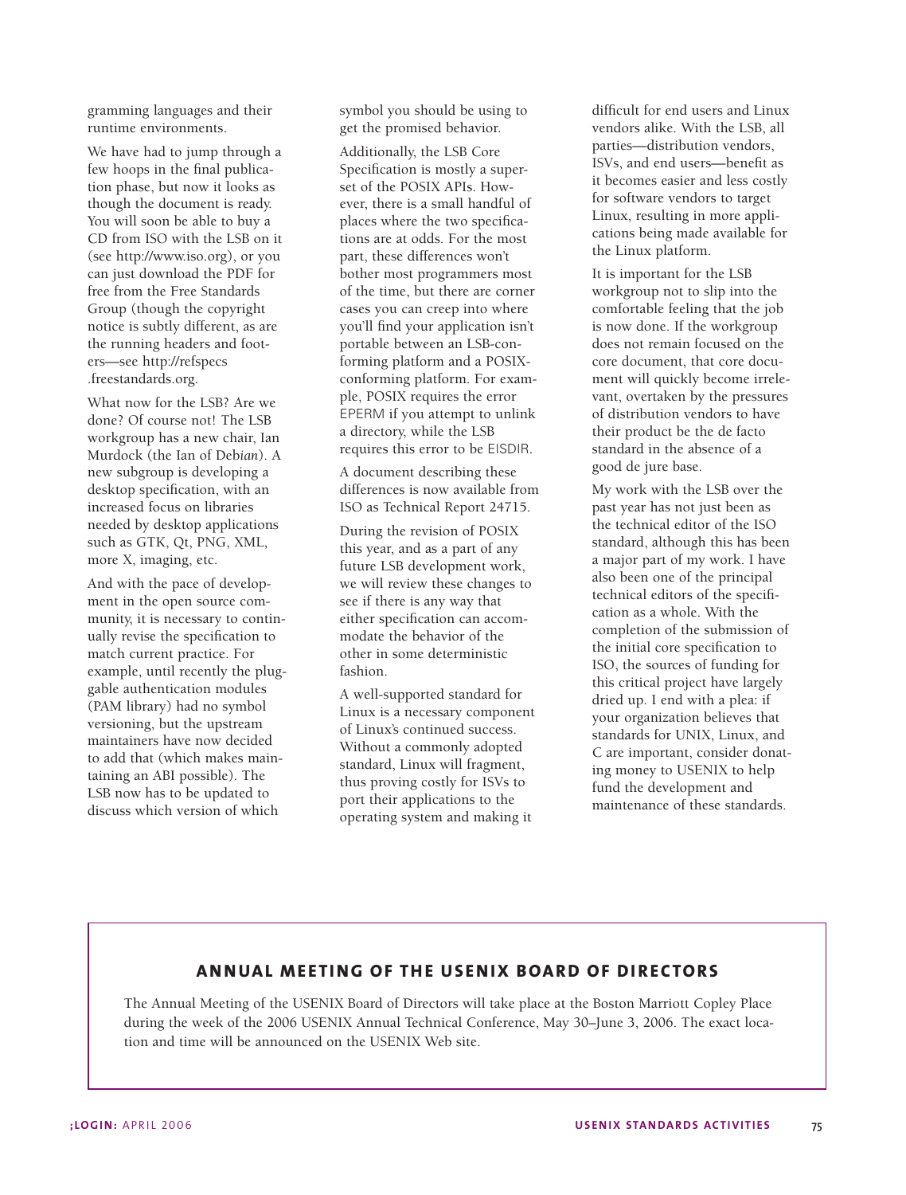gramming languages and their runtime environments.

We have had to jump through a few hoops in the final publication phase, but now it looks as though the document is ready. You will soon be able to buy a CD from ISO with the LSB on it (see http://www.iso.org), or you can just download the PDF for free from the Free Standards Group (though the copyright notice is subtly different, as are the running headers and footers—see http://refspecs.freestandards.org.

What now for the LSB? Are we done? Of course not! The LSB workgroup has a new chair, Ian Murdock (the Ian of Deb*ian*). A new subgroup is developing a desktop specification, with an increased focus on libraries needed by desktop applications such as GTK, Qt, PNG, XML, more X, imaging, etc.

And with the pace of development in the open source community, it is necessary to continually revise the specification to match current practice. For example, until recently the pluggable authentication modules (PAM library) had no symbol versioning, but the upstream maintainers have now decided to add that (which makes maintaining an ABI possible). The LSB now has to be updated to discuss which version of which symbol you should be using to get the promised behavior.

Additionally, the LSB Core Specification is mostly a superset of the POSIX APIs. However, there is a small handful of places where the two specifications are at odds. For the most part, these differences won't bother most programmers most of the time, but there are corner cases you can creep into where you'll find your application isn't portable between an LSB-conforming platform and a POSIX-conforming platform. For example, POSIX requires the error EPERM if you attempt to unlink a directory, while the LSB requires this error to be EISDIR.

A document describing these differences is now available from ISO as Technical Report 24715.

During the revision of POSIX this year, and as a part of any future LSB development work, we will review these changes to see if there is any way that either specification can accommodate the behavior of the other in some deterministic fashion.

A well-supported standard for Linux is a necessary component of Linux's continued success. Without a commonly adopted standard, Linux will fragment, thus proving costly for ISVs to port their applications to the operating system and making it difficult for end users and Linux vendors alike. With the LSB, all parties—distribution vendors, ISVs, and end users—benefit as it becomes easier and less costly for software vendors to target Linux, resulting in more applications being made available for the Linux platform.

It is important for the LSB workgroup not to slip into the comfortable feeling that the job is now done. If the workgroup does not remain focused on the core document, that core document will quickly become irrelevant, overtaken by the pressures of distribution vendors to have their product be the de facto standard in the absence of a good de jure base.

My work with the LSB over the past year has not just been as the technical editor of the ISO standard, although this has been a major part of my work. I have also been one of the principal technical editors of the specification as a whole. With the completion of the submission of the initial core specification to ISO, the sources of funding for this critical project have largely dried up. I end with a plea: if your organization believes that standards for UNIX, Linux, and C are important, consider donating money to USENIX to help fund the development and maintenance of these standards.

## ANNUAL MEETING OF THE USENIX BOARD OF DIRECTORS

The Annual Meeting of the USENIX Board of Directors will take place at the Boston Marriott Copley Place during the week of the 2006 USENIX Annual Technical Conference, May 30–June 3, 2006. The exact location and time will be announced on the USENIX Web site.